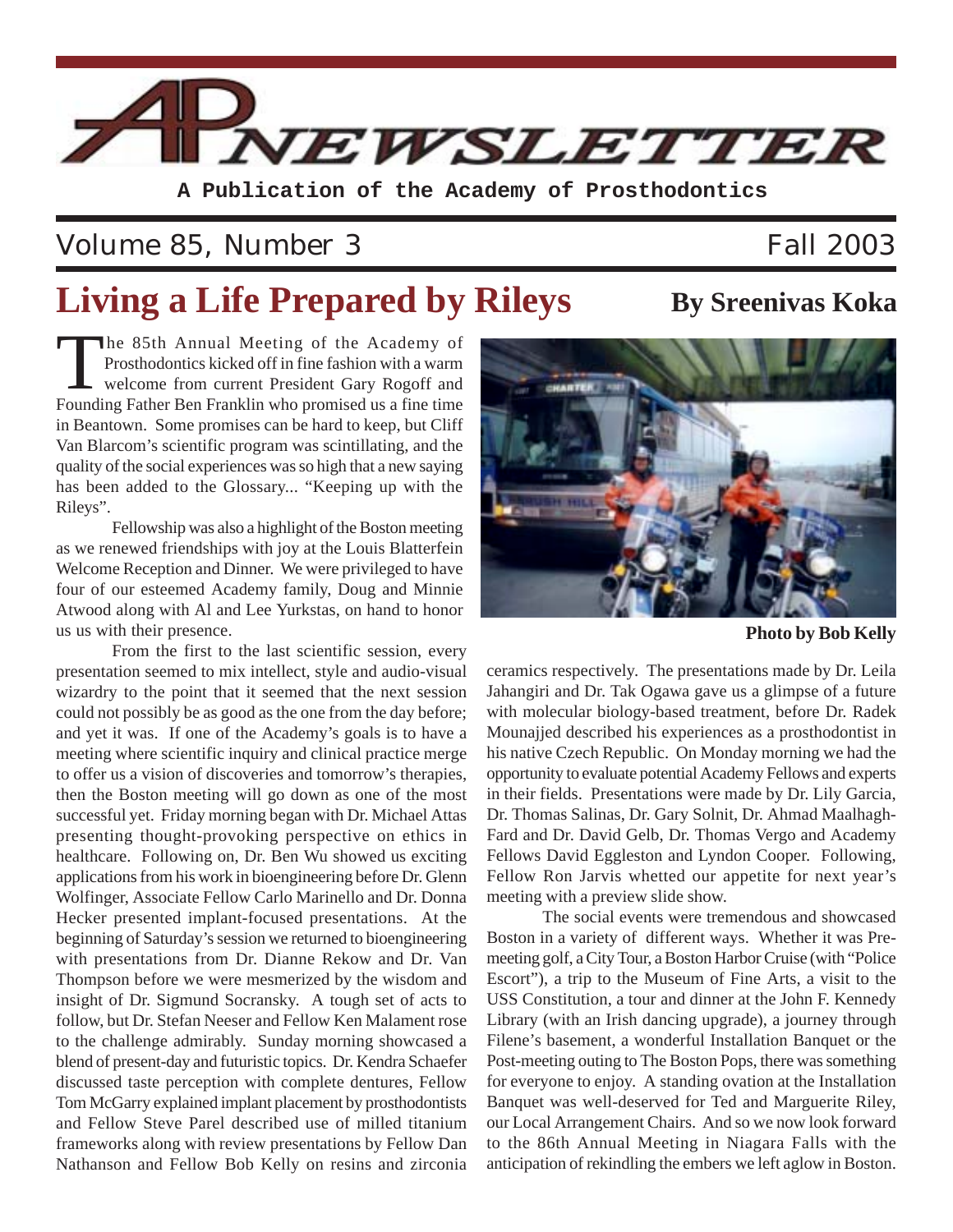# AP NEWSLETTER

**A Publication of the Academy of Prosthodontics**

Volume 85, Number 3 — Fall 2003

## Living a Life Prepared by Rileys

**By Sreenivas Koka**

The 85th Annual Meeting of the Academy of Prosthodontics kicked off in fine fashion with a warm welcome from current President Gary Rogoff and Founding Father Ben Franklin who promised us a fine time in Beantown. Some promises can be hard to keep, but Cliff Van Blarcom's scientific program was scintillating, and the quality of the social experiences was so high that a new saying has been added to the Glossary... "Keeping up with the Rileys".

Fellowship was also a highlight of the Boston meeting as we renewed friendships with joy at the Louis Blatterfein Welcome Reception and Dinner. We were privileged to have four of our esteemed Academy family, Doug and Minnie Atwood along with Al and Lee Yurkstas, on hand to honor us us with their presence.

From the first to the last scientific session, every presentation seemed to mix intellect, style and audio-visual wizardry to the point that it seemed that the next session could not possibly be as good as the one from the day before; and yet it was. If one of the Academy's goals is to have a meeting where scientific inquiry and clinical practice merge to offer us a vision of discoveries and tomorrow's therapies, then the Boston meeting will go down as one of the most successful yet. Friday morning began with Dr. Michael Attas presenting thought-provoking perspective on ethics in healthcare. Following on, Dr. Ben Wu showed us exciting applications from his work in bioengineering before Dr. Glenn Wolfinger, Associate Fellow Carlo Marinello and Dr. Donna Hecker presented implant-focused presentations. At the beginning of Saturday's session we returned to bioengineering with presentations from Dr. Dianne Rekow and Dr. Van Thompson before we were mesmerized by the wisdom and insight of Dr. Sigmund Socransky. A tough set of acts to follow, but Dr. Stefan Neeser and Fellow Ken Malament rose to the challenge admirably. Sunday morning showcased a blend of present-day and futuristic topics. Dr. Kendra Schaefer discussed taste perception with complete dentures, Fellow Tom McGarry explained implant placement by prosthodontists and Fellow Steve Parel described use of milled titanium frameworks along with review presentations by Fellow Dan Nathanson and Fellow Bob Kelly on resins and zirconia ceramics respectively. The presentations made by Dr. Leila Jahangiri and Dr. Tak Ogawa gave us a glimpse of a future with molecular biology-based treatment, before Dr. Radek Mounajjed described his experiences as a prosthodontist in his native Czech Republic. On Monday morning we had the opportunity to evaluate potential Academy Fellows and experts in their fields. Presentations were made by Dr. Lily Garcia, Dr. Thomas Salinas, Dr. Gary Solnit, Dr. Ahmad Maalhagh-Fard and Dr. David Gelb, Dr. Thomas Vergo and Academy Fellows David Eggleston and Lyndon Cooper. Following, Fellow Ron Jarvis whetted our appetite for next year's meeting with a preview slide show.

**Photo by Bob Kelly**

The social events were tremendous and showcased Boston in a variety of different ways. Whether it was Pre-meeting golf, a City Tour, a Boston Harbor Cruise (with "Police Escort"), a trip to the Museum of Fine Arts, a visit to the USS Constitution, a tour and dinner at the John F. Kennedy Library (with an Irish dancing upgrade), a journey through Filene's basement, a wonderful Installation Banquet or the Post-meeting outing to The Boston Pops, there was something for everyone to enjoy. A standing ovation at the Installation Banquet was well-deserved for Ted and Marguerite Riley, our Local Arrangement Chairs. And so we now look forward to the 86th Annual Meeting in Niagara Falls with the anticipation of rekindling the embers we left aglow in Boston.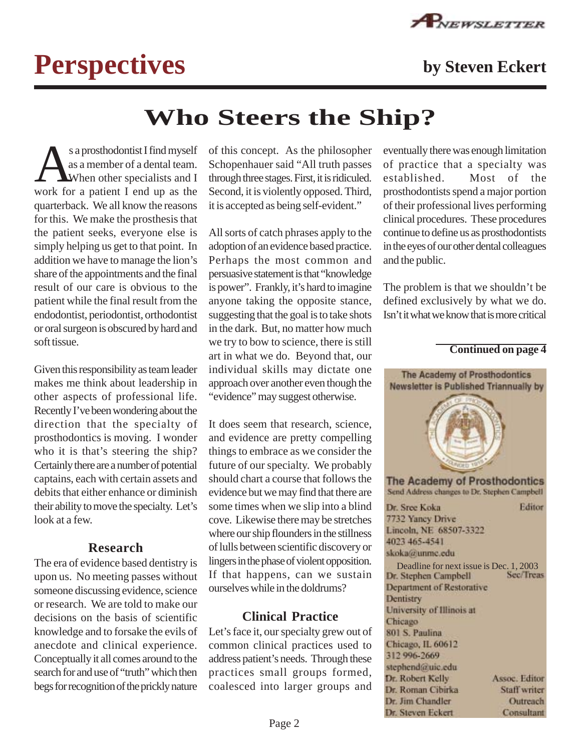# Perspectives

**by Steven Eckert**

## Who Steers the Ship?

As a prosthodontist I find myself as a member of a dental team. When other specialists and I work for a patient I end up as the quarterback. We all know the reasons for this. We make the prosthesis that the patient seeks, everyone else is simply helping us get to that point. In addition we have to manage the lion's share of the appointments and the final result of our care is obvious to the patient while the final result from the endodontist, periodontist, orthodontist or oral surgeon is obscured by hard and soft tissue.

Given this responsibility as team leader makes me think about leadership in other aspects of professional life. Recently I've been wondering about the direction that the specialty of prosthodontics is moving. I wonder who it is that's steering the ship? Certainly there are a number of potential captains, each with certain assets and debits that either enhance or diminish their ability to move the specialty. Let's look at a few.

### Research

The era of evidence based dentistry is upon us. No meeting passes without someone discussing evidence, science or research. We are told to make our decisions on the basis of scientific knowledge and to forsake the evils of anecdote and clinical experience. Conceptually it all comes around to the search for and use of "truth" which then begs for recognition of the prickly nature of this concept. As the philosopher Schopenhauer said "All truth passes through three stages. First, it is ridiculed. Second, it is violently opposed. Third, it is accepted as being self-evident."

All sorts of catch phrases apply to the adoption of an evidence based practice. Perhaps the most common and persuasive statement is that "knowledge is power". Frankly, it's hard to imagine anyone taking the opposite stance, suggesting that the goal is to take shots in the dark. But, no matter how much we try to bow to science, there is still art in what we do. Beyond that, our individual skills may dictate one approach over another even though the "evidence" may suggest otherwise.

It does seem that research, science, and evidence are pretty compelling things to embrace as we consider the future of our specialty. We probably should chart a course that follows the evidence but we may find that there are some times when we slip into a blind cove. Likewise there may be stretches where our ship flounders in the stillness of lulls between scientific discovery or lingers in the phase of violent opposition. If that happens, can we sustain ourselves while in the doldrums?

### Clinical Practice

Let's face it, our specialty grew out of common clinical practices used to address patient's needs. Through these practices small groups formed, coalesced into larger groups and eventually there was enough limitation of practice that a specialty was established. Most of the prosthodontists spend a major portion of their professional lives performing clinical procedures. These procedures continue to define us as prosthodontists in the eyes of our other dental colleagues and the public.

The problem is that we shouldn't be defined exclusively by what we do. Isn't it what we know that is more critical

**Continued on page 4**

---

The Academy of Prosthodontics Newsletter is Published Triannually by

**The Academy of Prosthodontics**

Send Address changes to Dr. Stephen Campbell

Dr. Sree Koka — Editor
7732 Yancy Drive
Lincoln, NE 68507-3322
4023 465-4541
skoka@unmc.edu

Deadline for next issue is Dec. 1, 2003

Dr. Stephen Campbell — Sec/Treas
Department of Restorative Dentistry
University of Illinois at Chicago
801 S. Paulina
Chicago, IL 60612
312 996-2669
stephend@uic.edu

Dr. Robert Kelly — Assoc. Editor
Dr. Roman Cibirka — Staff writer
Dr. Jim Chandler — Outreach
Dr. Steven Eckert — Consultant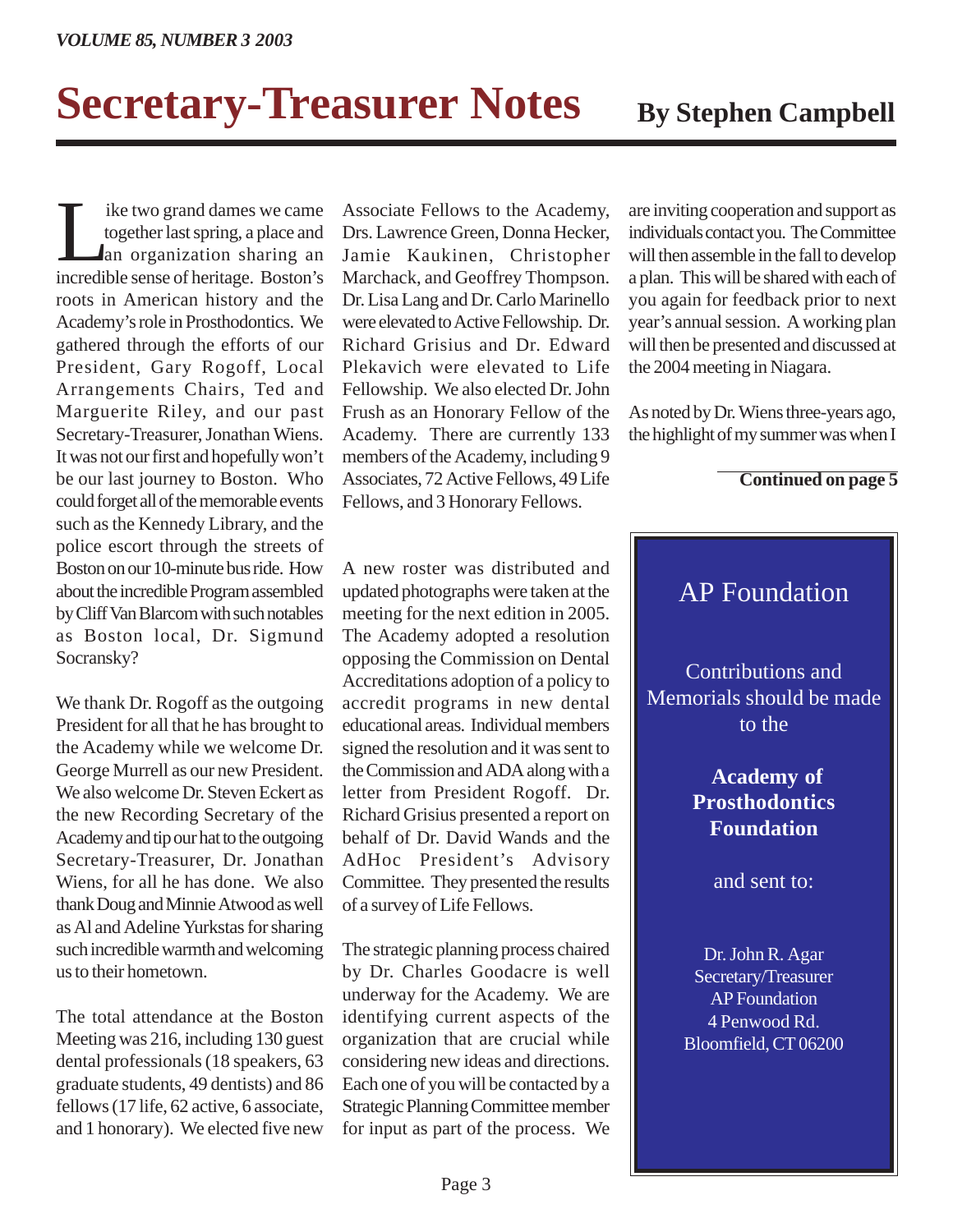# Secretary-Treasurer Notes

**By Stephen Campbell**

Like two grand dames we came together last spring, a place and an organization sharing an incredible sense of heritage. Boston's roots in American history and the Academy's role in Prosthodontics. We gathered through the efforts of our President, Gary Rogoff, Local Arrangements Chairs, Ted and Marguerite Riley, and our past Secretary-Treasurer, Jonathan Wiens. It was not our first and hopefully won't be our last journey to Boston. Who could forget all of the memorable events such as the Kennedy Library, and the police escort through the streets of Boston on our 10-minute bus ride. How about the incredible Program assembled by Cliff Van Blarcom with such notables as Boston local, Dr. Sigmund Socransky?

We thank Dr. Rogoff as the outgoing President for all that he has brought to the Academy while we welcome Dr. George Murrell as our new President. We also welcome Dr. Steven Eckert as the new Recording Secretary of the Academy and tip our hat to the outgoing Secretary-Treasurer, Dr. Jonathan Wiens, for all he has done. We also thank Doug and Minnie Atwood as well as Al and Adeline Yurkstas for sharing such incredible warmth and welcoming us to their hometown.

The total attendance at the Boston Meeting was 216, including 130 guest dental professionals (18 speakers, 63 graduate students, 49 dentists) and 86 fellows (17 life, 62 active, 6 associate, and 1 honorary). We elected five new Associate Fellows to the Academy, Drs. Lawrence Green, Donna Hecker, Jamie Kaukinen, Christopher Marchack, and Geoffrey Thompson. Dr. Lisa Lang and Dr. Carlo Marinello were elevated to Active Fellowship. Dr. Richard Grisius and Dr. Edward Plekavich were elevated to Life Fellowship. We also elected Dr. John Frush as an Honorary Fellow of the Academy. There are currently 133 members of the Academy, including 9 Associates, 72 Active Fellows, 49 Life Fellows, and 3 Honorary Fellows.

A new roster was distributed and updated photographs were taken at the meeting for the next edition in 2005. The Academy adopted a resolution opposing the Commission on Dental Accreditations adoption of a policy to accredit programs in new dental educational areas. Individual members signed the resolution and it was sent to the Commission and ADA along with a letter from President Rogoff. Dr. Richard Grisius presented a report on behalf of Dr. David Wands and the AdHoc President's Advisory Committee. They presented the results of a survey of Life Fellows.

The strategic planning process chaired by Dr. Charles Goodacre is well underway for the Academy. We are identifying current aspects of the organization that are crucial while considering new ideas and directions. Each one of you will be contacted by a Strategic Planning Committee member for input as part of the process. We are inviting cooperation and support as individuals contact you. The Committee will then assemble in the fall to develop a plan. This will be shared with each of you again for feedback prior to next year's annual session. A working plan will then be presented and discussed at the 2004 meeting in Niagara.

As noted by Dr. Wiens three-years ago, the highlight of my summer was when I

**Continued on page 5**

---

## AP Foundation

Contributions and Memorials should be made to the

**Academy of Prosthodontics Foundation**

and sent to:

Dr. John R. Agar
Secretary/Treasurer
AP Foundation
4 Penwood Rd.
Bloomfield, CT 06200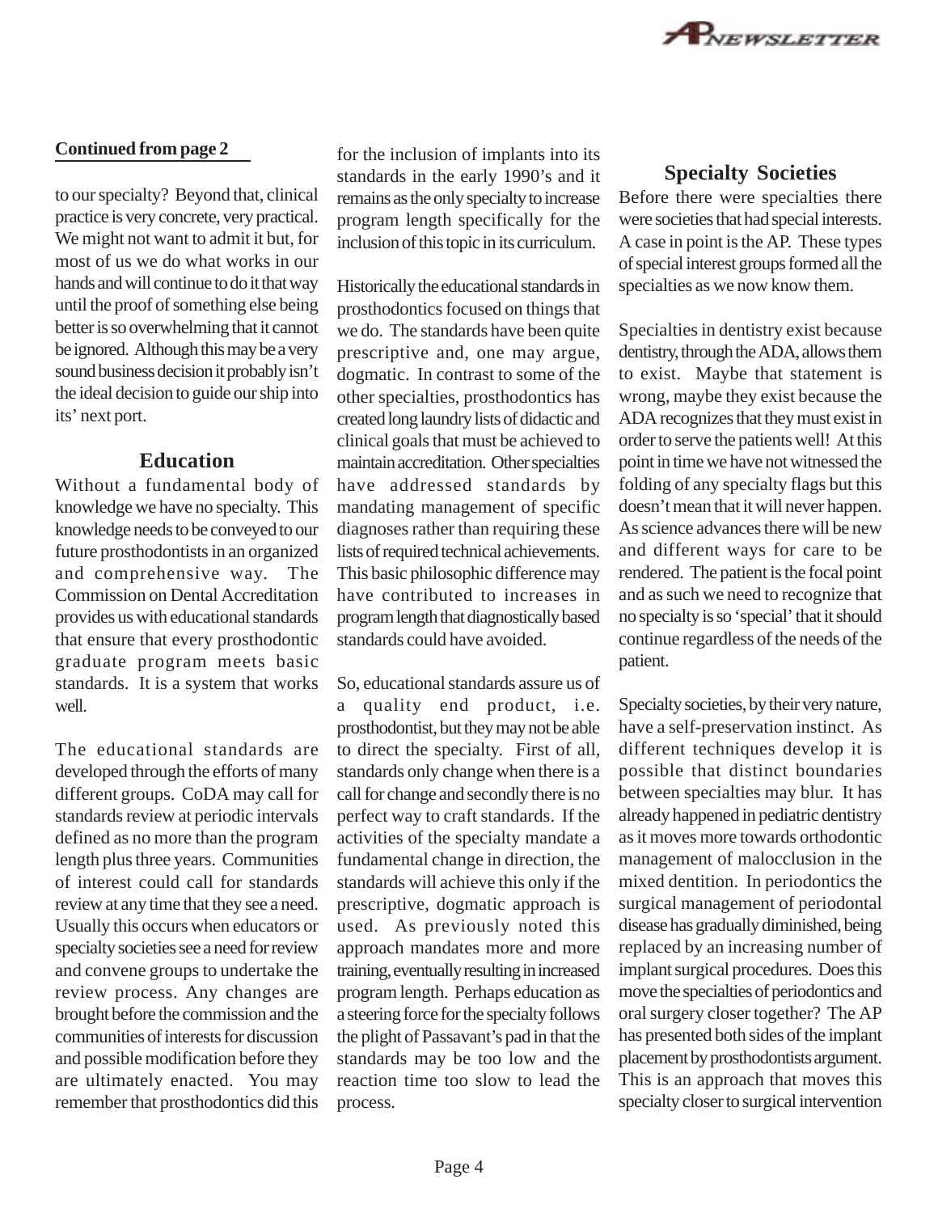**Continued from page 2**

to our specialty? Beyond that, clinical practice is very concrete, very practical. We might not want to admit it but, for most of us we do what works in our hands and will continue to do it that way until the proof of something else being better is so overwhelming that it cannot be ignored. Although this may be a very sound business decision it probably isn't the ideal decision to guide our ship into its' next port.

## Education

Without a fundamental body of knowledge we have no specialty. This knowledge needs to be conveyed to our future prosthodontists in an organized and comprehensive way. The Commission on Dental Accreditation provides us with educational standards that ensure that every prosthodontic graduate program meets basic standards. It is a system that works well.

The educational standards are developed through the efforts of many different groups. CoDA may call for standards review at periodic intervals defined as no more than the program length plus three years. Communities of interest could call for standards review at any time that they see a need. Usually this occurs when educators or specialty societies see a need for review and convene groups to undertake the review process. Any changes are brought before the commission and the communities of interests for discussion and possible modification before they are ultimately enacted. You may remember that prosthodontics did this for the inclusion of implants into its standards in the early 1990's and it remains as the only specialty to increase program length specifically for the inclusion of this topic in its curriculum.

Historically the educational standards in prosthodontics focused on things that we do. The standards have been quite prescriptive and, one may argue, dogmatic. In contrast to some of the other specialties, prosthodontics has created long laundry lists of didactic and clinical goals that must be achieved to maintain accreditation. Other specialties have addressed standards by mandating management of specific diagnoses rather than requiring these lists of required technical achievements. This basic philosophic difference may have contributed to increases in program length that diagnostically based standards could have avoided.

So, educational standards assure us of a quality end product, i.e. prosthodontist, but they may not be able to direct the specialty. First of all, standards only change when there is a call for change and secondly there is no perfect way to craft standards. If the activities of the specialty mandate a fundamental change in direction, the standards will achieve this only if the prescriptive, dogmatic approach is used. As previously noted this approach mandates more and more training, eventually resulting in increased program length. Perhaps education as a steering force for the specialty follows the plight of Passavant's pad in that the standards may be too low and the reaction time too slow to lead the process.

## Specialty Societies

Before there were specialties there were societies that had special interests. A case in point is the AP. These types of special interest groups formed all the specialties as we now know them.

Specialties in dentistry exist because dentistry, through the ADA, allows them to exist. Maybe that statement is wrong, maybe they exist because the ADA recognizes that they must exist in order to serve the patients well! At this point in time we have not witnessed the folding of any specialty flags but this doesn't mean that it will never happen. As science advances there will be new and different ways for care to be rendered. The patient is the focal point and as such we need to recognize that no specialty is so 'special' that it should continue regardless of the needs of the patient.

Specialty societies, by their very nature, have a self-preservation instinct. As different techniques develop it is possible that distinct boundaries between specialties may blur. It has already happened in pediatric dentistry as it moves more towards orthodontic management of malocclusion in the mixed dentition. In periodontics the surgical management of periodontal disease has gradually diminished, being replaced by an increasing number of implant surgical procedures. Does this move the specialties of periodontics and oral surgery closer together? The AP has presented both sides of the implant placement by prosthodontists argument. This is an approach that moves this specialty closer to surgical intervention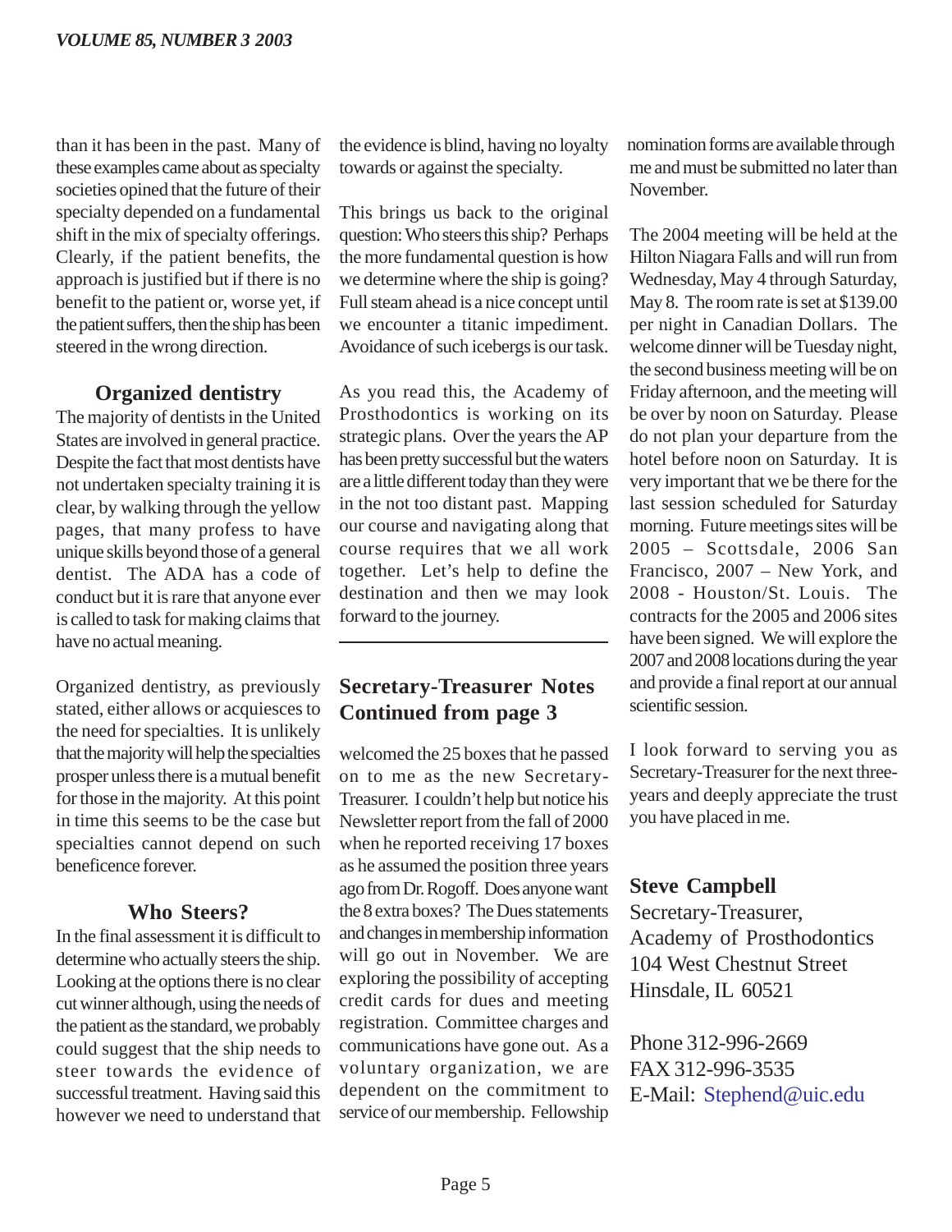than it has been in the past. Many of these examples came about as specialty societies opined that the future of their specialty depended on a fundamental shift in the mix of specialty offerings. Clearly, if the patient benefits, the approach is justified but if there is no benefit to the patient or, worse yet, if the patient suffers, then the ship has been steered in the wrong direction.

### Organized dentistry

The majority of dentists in the United States are involved in general practice. Despite the fact that most dentists have not undertaken specialty training it is clear, by walking through the yellow pages, that many profess to have unique skills beyond those of a general dentist. The ADA has a code of conduct but it is rare that anyone ever is called to task for making claims that have no actual meaning.

Organized dentistry, as previously stated, either allows or acquiesces to the need for specialties. It is unlikely that the majority will help the specialties prosper unless there is a mutual benefit for those in the majority. At this point in time this seems to be the case but specialties cannot depend on such beneficence forever.

### Who Steers?

In the final assessment it is difficult to determine who actually steers the ship. Looking at the options there is no clear cut winner although, using the needs of the patient as the standard, we probably could suggest that the ship needs to steer towards the evidence of successful treatment. Having said this however we need to understand that the evidence is blind, having no loyalty towards or against the specialty.

This brings us back to the original question: Who steers this ship? Perhaps the more fundamental question is how we determine where the ship is going? Full steam ahead is a nice concept until we encounter a titanic impediment. Avoidance of such icebergs is our task.

As you read this, the Academy of Prosthodontics is working on its strategic plans. Over the years the AP has been pretty successful but the waters are a little different today than they were in the not too distant past. Mapping our course and navigating along that course requires that we all work together. Let's help to define the destination and then we may look forward to the journey.

---

## Secretary-Treasurer Notes Continued from page 3

welcomed the 25 boxes that he passed on to me as the new Secretary-Treasurer. I couldn't help but notice his Newsletter report from the fall of 2000 when he reported receiving 17 boxes as he assumed the position three years ago from Dr. Rogoff. Does anyone want the 8 extra boxes? The Dues statements and changes in membership information will go out in November. We are exploring the possibility of accepting credit cards for dues and meeting registration. Committee charges and communications have gone out. As a voluntary organization, we are dependent on the commitment to service of our membership. Fellowship nomination forms are available through me and must be submitted no later than November.

The 2004 meeting will be held at the Hilton Niagara Falls and will run from Wednesday, May 4 through Saturday, May 8. The room rate is set at $139.00 per night in Canadian Dollars. The welcome dinner will be Tuesday night, the second business meeting will be on Friday afternoon, and the meeting will be over by noon on Saturday. Please do not plan your departure from the hotel before noon on Saturday. It is very important that we be there for the last session scheduled for Saturday morning. Future meetings sites will be 2005 – Scottsdale, 2006 San Francisco, 2007 – New York, and 2008 - Houston/St. Louis. The contracts for the 2005 and 2006 sites have been signed. We will explore the 2007 and 2008 locations during the year and provide a final report at our annual scientific session.

I look forward to serving you as Secretary-Treasurer for the next three-years and deeply appreciate the trust you have placed in me.

**Steve Campbell**
Secretary-Treasurer,
Academy of Prosthodontics
104 West Chestnut Street
Hinsdale, IL 60521

Phone 312-996-2669
FAX 312-996-3535
E-Mail: Stephend@uic.edu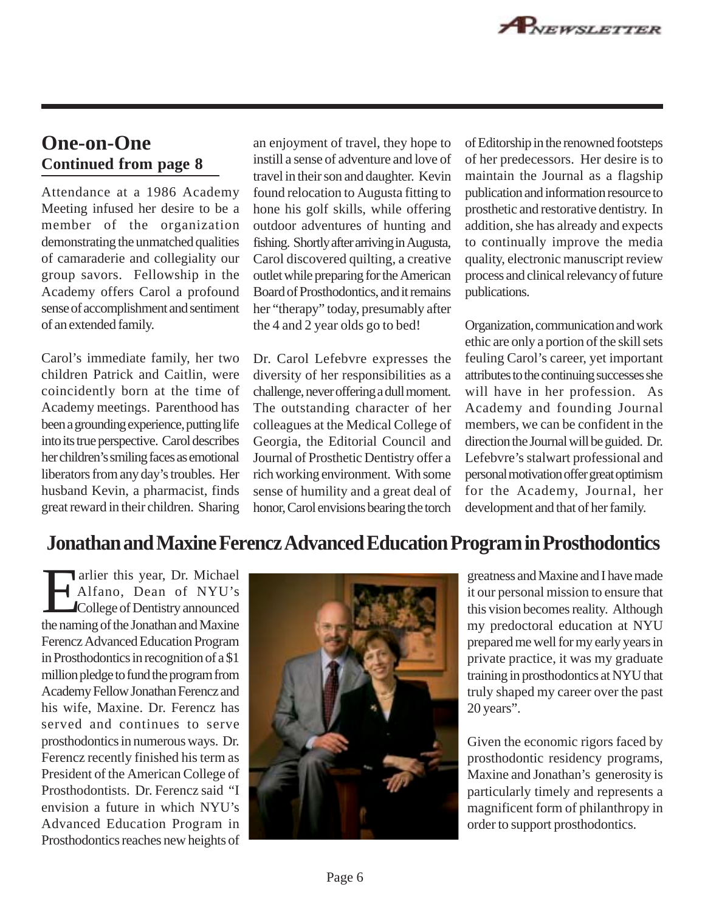## One-on-One

### Continued from page 8

Attendance at a 1986 Academy Meeting infused her desire to be a member of the organization demonstrating the unmatched qualities of camaraderie and collegiality our group savors. Fellowship in the Academy offers Carol a profound sense of accomplishment and sentiment of an extended family.

Carol's immediate family, her two children Patrick and Caitlin, were coincidently born at the time of Academy meetings. Parenthood has been a grounding experience, putting life into its true perspective. Carol describes her children's smiling faces as emotional liberators from any day's troubles. Her husband Kevin, a pharmacist, finds great reward in their children. Sharing an enjoyment of travel, they hope to instill a sense of adventure and love of travel in their son and daughter. Kevin found relocation to Augusta fitting to hone his golf skills, while offering outdoor adventures of hunting and fishing. Shortly after arriving in Augusta, Carol discovered quilting, a creative outlet while preparing for the American Board of Prosthodontics, and it remains her "therapy" today, presumably after the 4 and 2 year olds go to bed!

Dr. Carol Lefebvre expresses the diversity of her responsibilities as a challenge, never offering a dull moment. The outstanding character of her colleagues at the Medical College of Georgia, the Editorial Council and Journal of Prosthetic Dentistry offer a rich working environment. With some sense of humility and a great deal of honor, Carol envisions bearing the torch of Editorship in the renowned footsteps of her predecessors. Her desire is to maintain the Journal as a flagship publication and information resource to prosthetic and restorative dentistry. In addition, she has already and expects to continually improve the media quality, electronic manuscript review process and clinical relevancy of future publications.

Organization, communication and work ethic are only a portion of the skill sets feuling Carol's career, yet important attributes to the continuing successes she will have in her profession. As Academy and founding Journal members, we can be confident in the direction the Journal will be guided. Dr. Lefebvre's stalwart professional and personal motivation offer great optimism for the Academy, Journal, her development and that of her family.

## Jonathan and Maxine Ferencz Advanced Education Program in Prosthodontics

Earlier this year, Dr. Michael Alfano, Dean of NYU's College of Dentistry announced the naming of the Jonathan and Maxine Ferencz Advanced Education Program in Prosthodontics in recognition of a $1 million pledge to fund the program from Academy Fellow Jonathan Ferencz and his wife, Maxine. Dr. Ferencz has served and continues to serve prosthodontics in numerous ways. Dr. Ferencz recently finished his term as President of the American College of Prosthodontists. Dr. Ferencz said "I envision a future in which NYU's Advanced Education Program in Prosthodontics reaches new heights of greatness and Maxine and I have made it our personal mission to ensure that this vision becomes reality. Although my predoctoral education at NYU prepared me well for my early years in private practice, it was my graduate training in prosthodontics at NYU that truly shaped my career over the past 20 years".

Given the economic rigors faced by prosthodontic residency programs, Maxine and Jonathan's generosity is particularly timely and represents a magnificent form of philanthropy in order to support prosthodontics.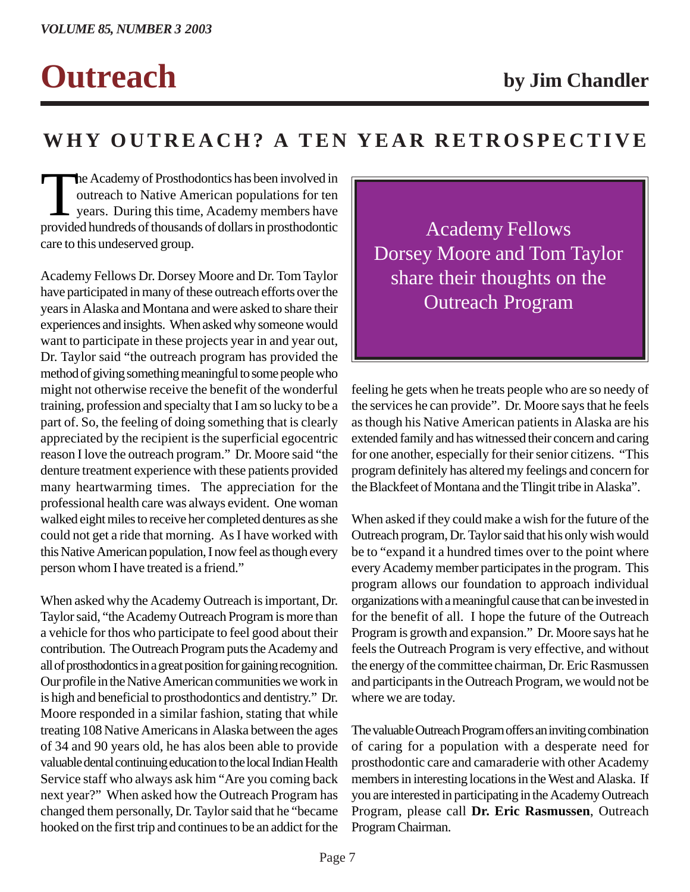# Outreach

**by Jim Chandler**

## WHY OUTREACH? A TEN YEAR RETROSPECTIVE

The Academy of Prosthodontics has been involved in outreach to Native American populations for ten years. During this time, Academy members have provided hundreds of thousands of dollars in prosthodontic care to this undeserved group.

Academy Fellows Dr. Dorsey Moore and Dr. Tom Taylor have participated in many of these outreach efforts over the years in Alaska and Montana and were asked to share their experiences and insights. When asked why someone would want to participate in these projects year in and year out, Dr. Taylor said "the outreach program has provided the method of giving something meaningful to some people who might not otherwise receive the benefit of the wonderful training, profession and specialty that I am so lucky to be a part of. So, the feeling of doing something that is clearly appreciated by the recipient is the superficial egocentric reason I love the outreach program." Dr. Moore said "the denture treatment experience with these patients provided many heartwarming times. The appreciation for the professional health care was always evident. One woman walked eight miles to receive her completed dentures as she could not get a ride that morning. As I have worked with this Native American population, I now feel as though every person whom I have treated is a friend."

When asked why the Academy Outreach is important, Dr. Taylor said, "the Academy Outreach Program is more than a vehicle for thos who participate to feel good about their contribution. The Outreach Program puts the Academy and all of prosthodontics in a great position for gaining recognition. Our profile in the Native American communities we work in is high and beneficial to prosthodontics and dentistry." Dr. Moore responded in a similar fashion, stating that while treating 108 Native Americans in Alaska between the ages of 34 and 90 years old, he has alos been able to provide valuable dental continuing education to the local Indian Health Service staff who always ask him "Are you coming back next year?" When asked how the Outreach Program has changed them personally, Dr. Taylor said that he "became hooked on the first trip and continues to be an addict for the feeling he gets when he treats people who are so needy of the services he can provide". Dr. Moore says that he feels as though his Native American patients in Alaska are his extended family and has witnessed their concern and caring for one another, especially for their senior citizens. "This program definitely has altered my feelings and concern for the Blackfeet of Montana and the Tlingit tribe in Alaska".

> Academy Fellows Dorsey Moore and Tom Taylor share their thoughts on the Outreach Program

When asked if they could make a wish for the future of the Outreach program, Dr. Taylor said that his only wish would be to "expand it a hundred times over to the point where every Academy member participates in the program. This program allows our foundation to approach individual organizations with a meaningful cause that can be invested in for the benefit of all. I hope the future of the Outreach Program is growth and expansion." Dr. Moore says hat he feels the Outreach Program is very effective, and without the energy of the committee chairman, Dr. Eric Rasmussen and participants in the Outreach Program, we would not be where we are today.

The valuable Outreach Program offers an inviting combination of caring for a population with a desperate need for prosthodontic care and camaraderie with other Academy members in interesting locations in the West and Alaska. If you are interested in participating in the Academy Outreach Program, please call **Dr. Eric Rasmussen**, Outreach Program Chairman.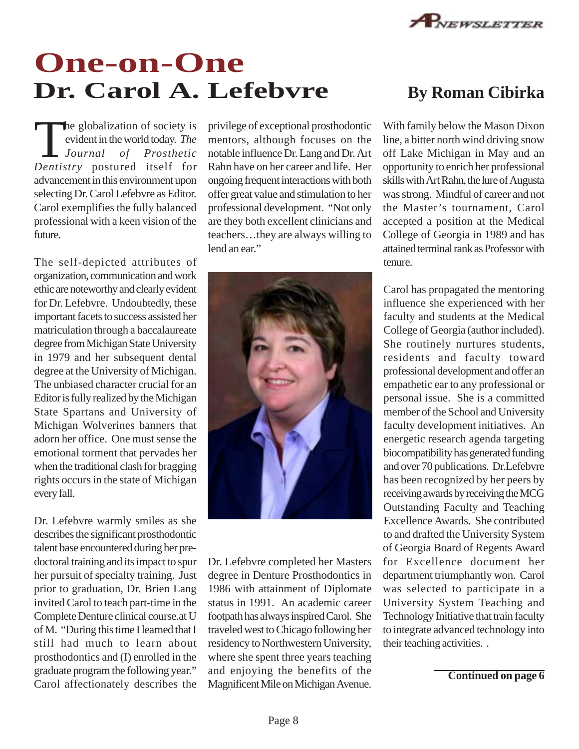# One-on-One

## Dr. Carol A. Lefebvre

### By Roman Cibirka

The globalization of society is evident in the world today. *The Journal of Prosthetic Dentistry* postured itself for advancement in this environment upon selecting Dr. Carol Lefebvre as Editor. Carol exemplifies the fully balanced professional with a keen vision of the future.

The self-depicted attributes of organization, communication and work ethic are noteworthy and clearly evident for Dr. Lefebvre. Undoubtedly, these important facets to success assisted her matriculation through a baccalaureate degree from Michigan State University in 1979 and her subsequent dental degree at the University of Michigan. The unbiased character crucial for an Editor is fully realized by the Michigan State Spartans and University of Michigan Wolverines banners that adorn her office. One must sense the emotional torment that pervades her when the traditional clash for bragging rights occurs in the state of Michigan every fall.

Dr. Lefebvre warmly smiles as she describes the significant prosthodontic talent base encountered during her pre-doctoral training and its impact to spur her pursuit of specialty training. Just prior to graduation, Dr. Brien Lang invited Carol to teach part-time in the Complete Denture clinical course.at U of M. "During this time I learned that I still had much to learn about prosthodontics and (I) enrolled in the graduate program the following year." Carol affectionately describes the privilege of exceptional prosthodontic mentors, although focuses on the notable influence Dr. Lang and Dr. Art Rahn have on her career and life. Her ongoing frequent interactions with both offer great value and stimulation to her professional development. "Not only are they both excellent clinicians and teachers…they are always willing to lend an ear."

Dr. Lefebvre completed her Masters degree in Denture Prosthodontics in 1986 with attainment of Diplomate status in 1991. An academic career footpath has always inspired Carol. She traveled west to Chicago following her residency to Northwestern University, where she spent three years teaching and enjoying the benefits of the Magnificent Mile on Michigan Avenue.

With family below the Mason Dixon line, a bitter north wind driving snow off Lake Michigan in May and an opportunity to enrich her professional skills with Art Rahn, the lure of Augusta was strong. Mindful of career and not the Master's tournament, Carol accepted a position at the Medical College of Georgia in 1989 and has attained terminal rank as Professor with tenure.

Carol has propagated the mentoring influence she experienced with her faculty and students at the Medical College of Georgia (author included). She routinely nurtures students, residents and faculty toward professional development and offer an empathetic ear to any professional or personal issue. She is a committed member of the School and University faculty development initiatives. An energetic research agenda targeting biocompatibility has generated funding and over 70 publications. Dr.Lefebvre has been recognized by her peers by receiving awards by receiving the MCG Outstanding Faculty and Teaching Excellence Awards. She contributed to and drafted the University System of Georgia Board of Regents Award for Excellence document her department triumphantly won. Carol was selected to participate in a University System Teaching and Technology Initiative that train faculty to integrate advanced technology into their teaching activities. .

**Continued on page 6**